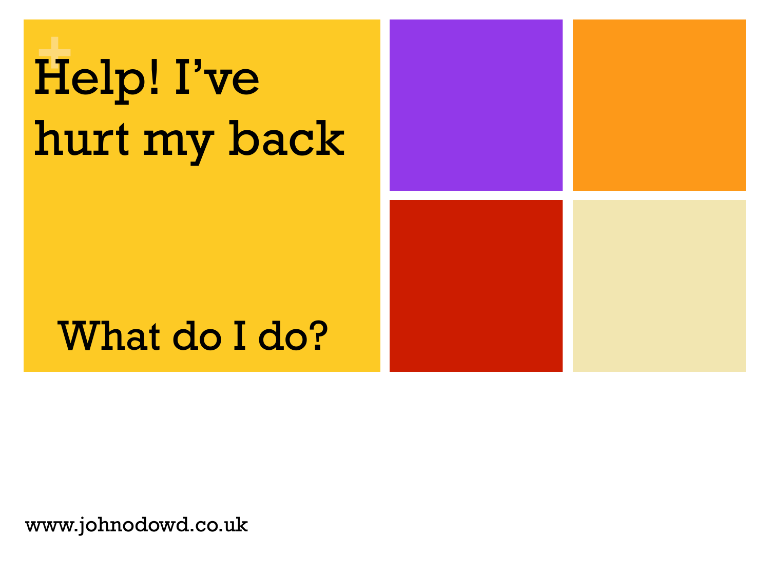# Help! I've hurt my back

## What do I do?

www.johnodowd.co.uk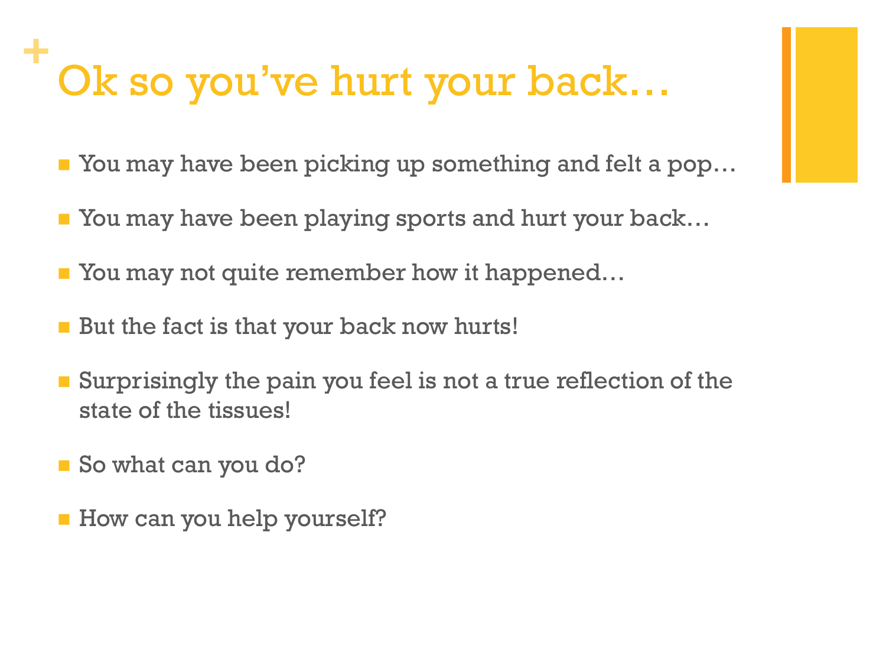# Ok so you've hurt your back…

- You may have been picking up something and felt a pop…
- You may have been playing sports and hurt your back…
- You may not quite remember how it happened…
- But the fact is that your back now hurts!
- Surprisingly the pain you feel is not a true reflection of the state of the tissues!
- So what can you do?
- How can you help yourself?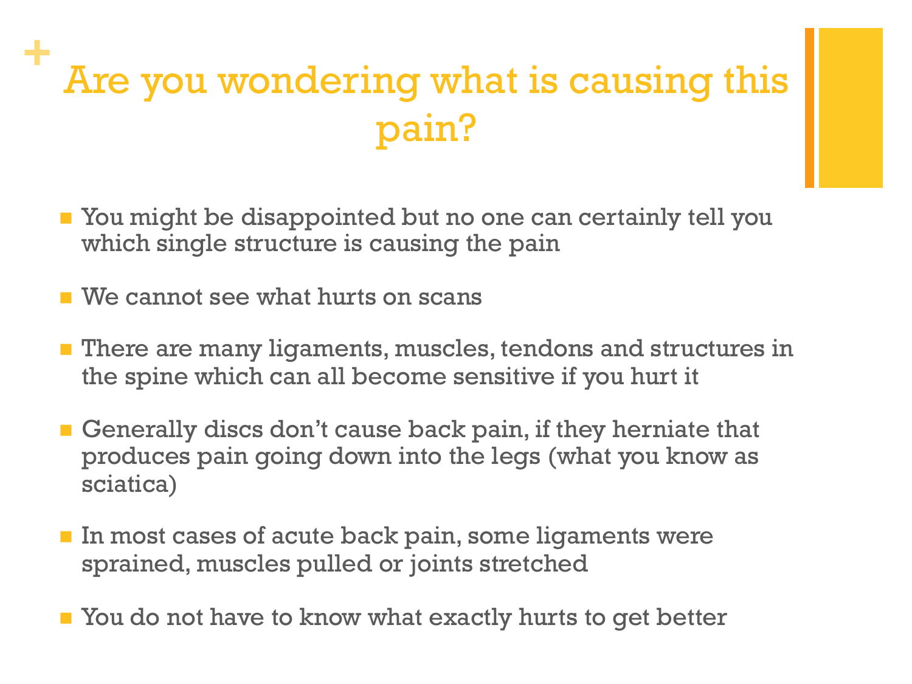# Are you wondering what is causing this pain?

- You might be disappointed but no one can certainly tell you which single structure is causing the pain
- We cannot see what hurts on scans
- There are many ligaments, muscles, tendons and structures in the spine which can all become sensitive if you hurt it
- Generally discs don't cause back pain, if they herniate that produces pain going down into the legs (what you know as sciatica)
- In most cases of acute back pain, some ligaments were sprained, muscles pulled or joints stretched
- You do not have to know what exactly hurts to get better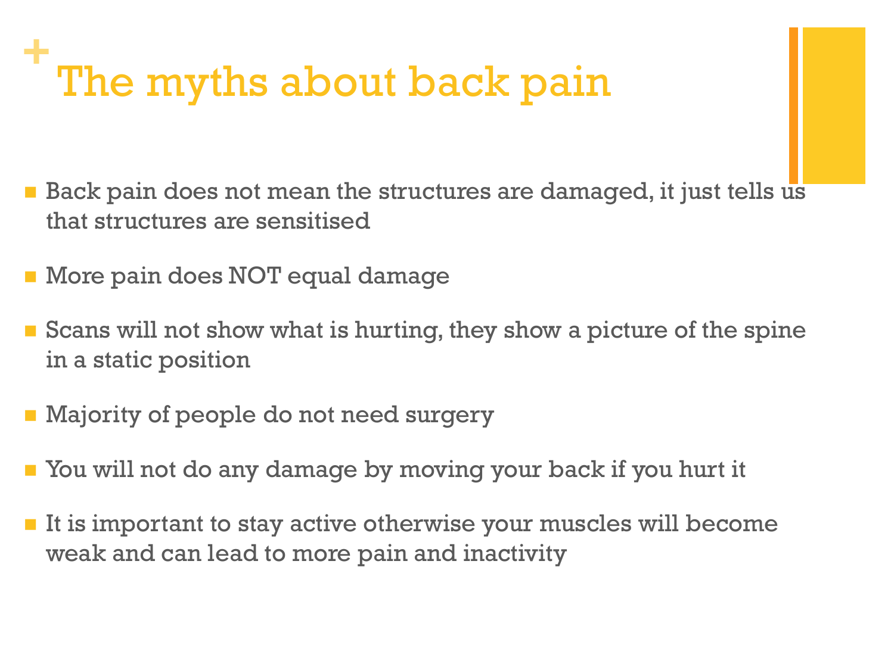# The myths about back pain

- Back pain does not mean the structures are damaged, it just tells us that structures are sensitised
- More pain does NOT equal damage
- Scans will not show what is hurting, they show a picture of the spine in a static position
- Majority of people do not need surgery
- You will not do any damage by moving your back if you hurt it
- It is important to stay active otherwise your muscles will become weak and can lead to more pain and inactivity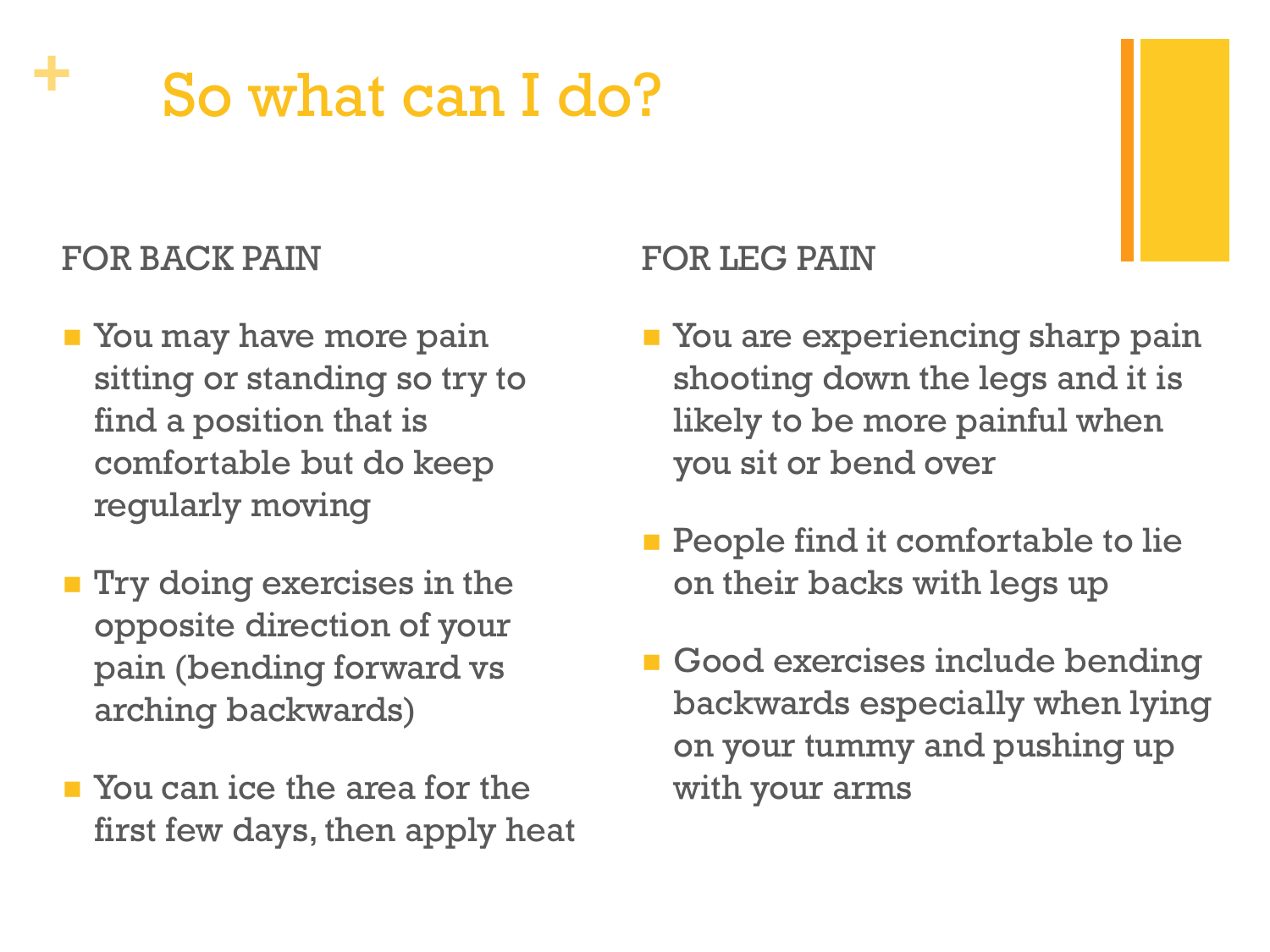# So what can I do?

## FOR BACK PAIN

- You may have more pain sitting or standing so try to find a position that is comfortable but do keep regularly moving
- Try doing exercises in the opposite direction of your pain (bending forward vs arching backwards)
- You can ice the area for the first few days, then apply heat

## FOR LEG PAIN

- You are experiencing sharp pain shooting down the legs and it is likely to be more painful when you sit or bend over
- People find it comfortable to lie on their backs with legs up
- Good exercises include bending backwards especially when lying on your tummy and pushing up with your arms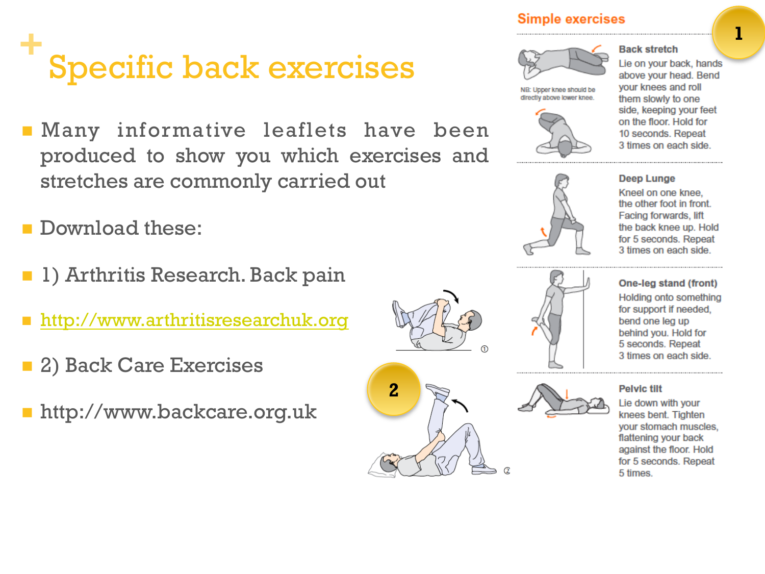# Specific back exercises

- Many informative leaflets have been produced to show you which exercises and stretches are commonly carried out
- Download these:
- 1) Arthritis Research. Back pain
- http://www.arthritisresearchuk.org
- 2) Back Care Exercises
- http://www.backcare.org.uk

## Simple exercises

**Back stretch**
Lie on your back, hands above your head. Bend your knees and roll them slowly to one side, keeping your feet on the floor. Hold for 10 seconds. Repeat 3 times on each side.

NB: Upper knee should be directly above lower knee.

**Deep Lunge**
Kneel on one knee, the other foot in front. Facing forwards, lift the back knee up. Hold for 5 seconds. Repeat 3 times on each side.

**One-leg stand (front)**
Holding onto something for support if needed, bend one leg up behind you. Hold for 5 seconds. Repeat 3 times on each side.

**Pelvic tilt**
Lie down with your knees bent. Tighten your stomach muscles, flattening your back against the floor. Hold for 5 seconds. Repeat 5 times.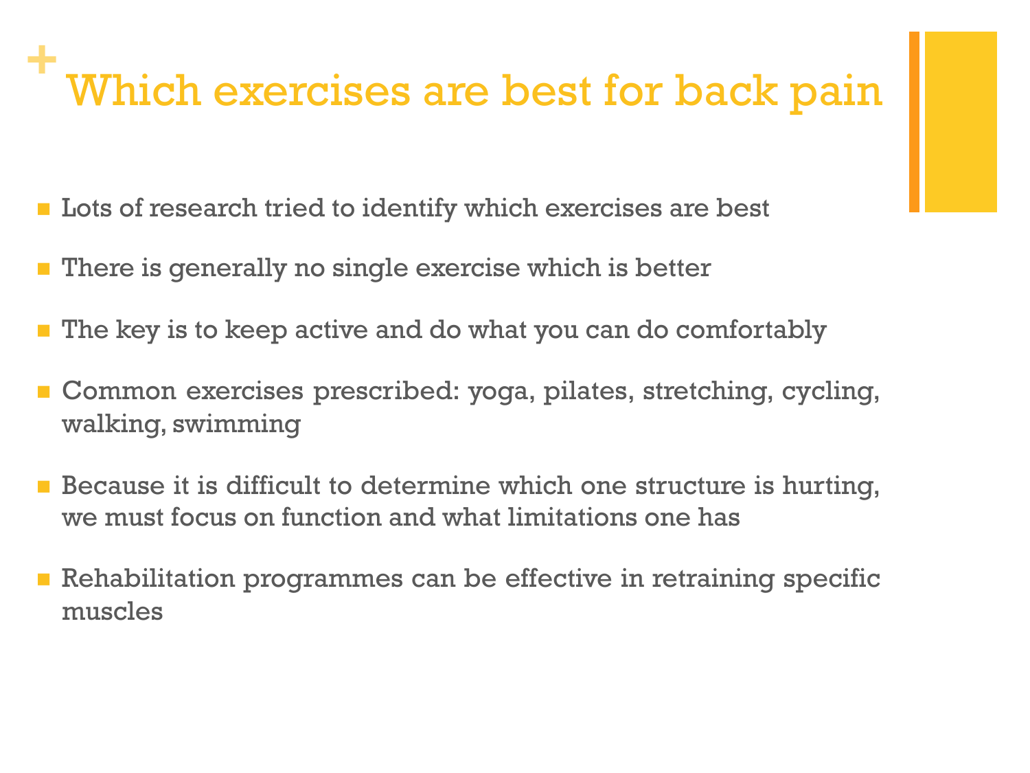# Which exercises are best for back pain

- Lots of research tried to identify which exercises are best
- There is generally no single exercise which is better
- The key is to keep active and do what you can do comfortably
- Common exercises prescribed: yoga, pilates, stretching, cycling, walking, swimming
- Because it is difficult to determine which one structure is hurting, we must focus on function and what limitations one has
- Rehabilitation programmes can be effective in retraining specific muscles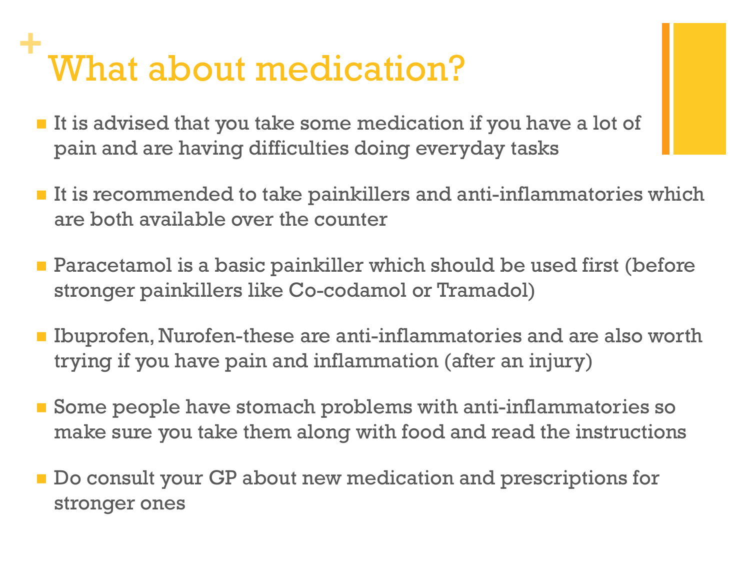# What about medication?

- It is advised that you take some medication if you have a lot of pain and are having difficulties doing everyday tasks
- It is recommended to take painkillers and anti-inflammatories which are both available over the counter
- Paracetamol is a basic painkiller which should be used first (before stronger painkillers like Co-codamol or Tramadol)
- Ibuprofen, Nurofen-these are anti-inflammatories and are also worth trying if you have pain and inflammation (after an injury)
- Some people have stomach problems with anti-inflammatories so make sure you take them along with food and read the instructions
- Do consult your GP about new medication and prescriptions for stronger ones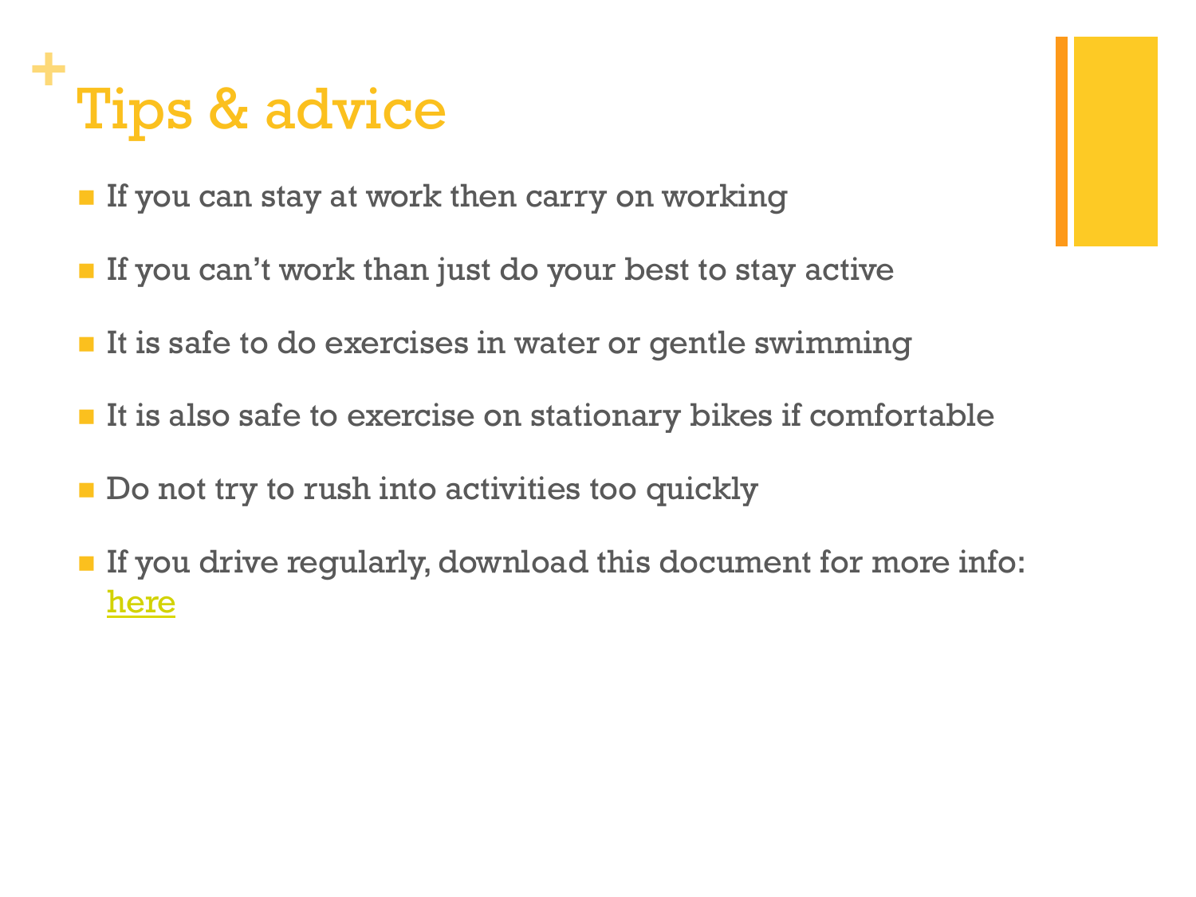# Tips & advice

- If you can stay at work then carry on working
- If you can't work than just do your best to stay active
- It is safe to do exercises in water or gentle swimming
- It is also safe to exercise on stationary bikes if comfortable
- Do not try to rush into activities too quickly
- If you drive regularly, download this document for more info: here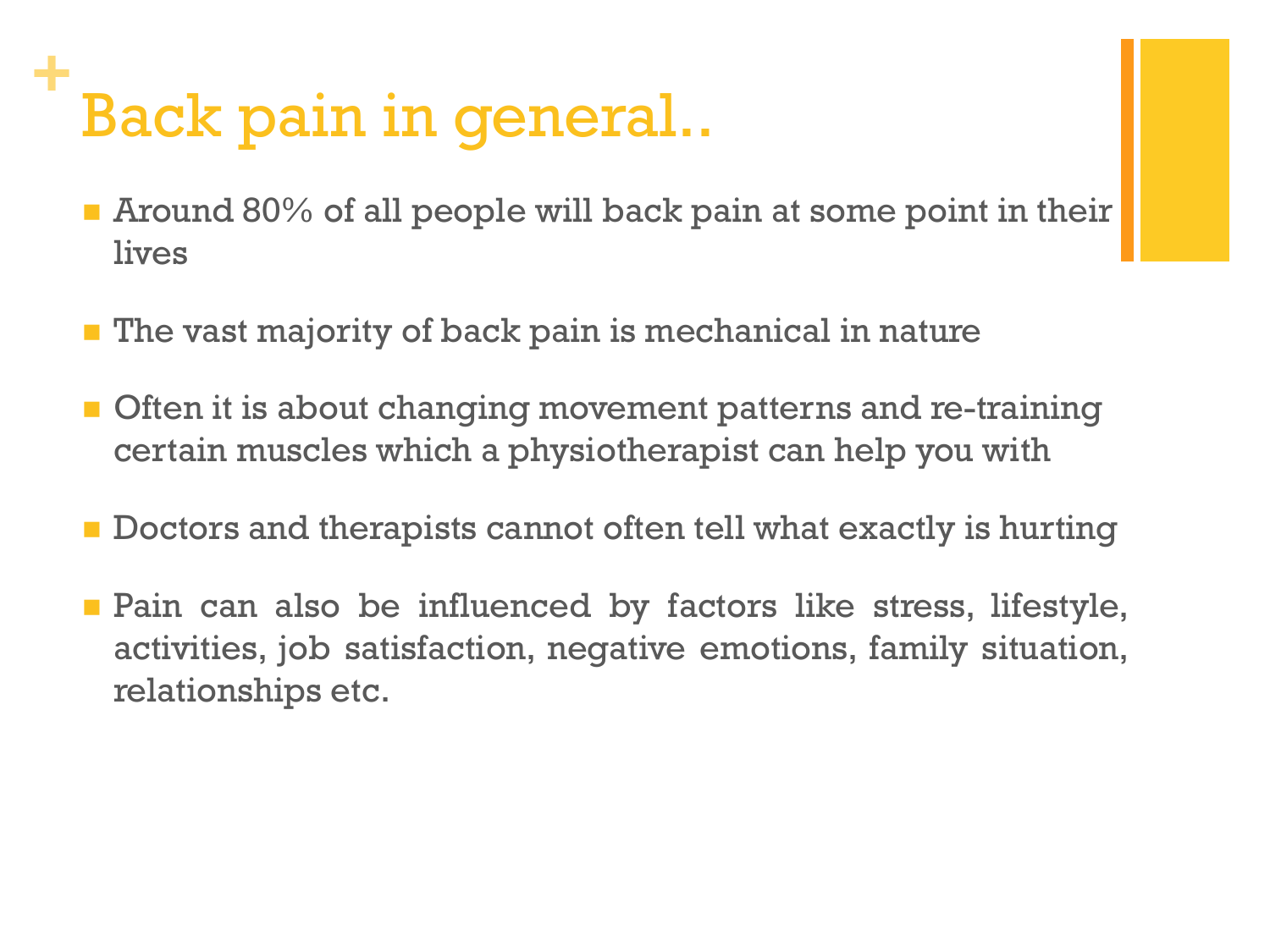# Back pain in general..

- Around 80% of all people will back pain at some point in their lives
- The vast majority of back pain is mechanical in nature
- Often it is about changing movement patterns and re-training certain muscles which a physiotherapist can help you with
- Doctors and therapists cannot often tell what exactly is hurting
- Pain can also be influenced by factors like stress, lifestyle, activities, job satisfaction, negative emotions, family situation, relationships etc.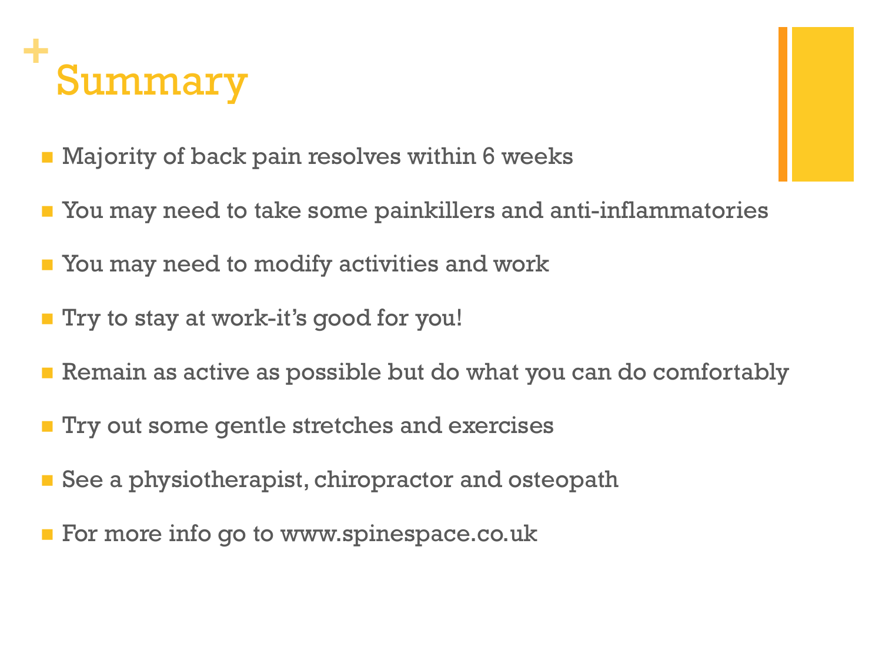# Summary

- Majority of back pain resolves within 6 weeks
- You may need to take some painkillers and anti-inflammatories
- You may need to modify activities and work
- Try to stay at work-it's good for you!
- Remain as active as possible but do what you can do comfortably
- Try out some gentle stretches and exercises
- See a physiotherapist, chiropractor and osteopath
- For more info go to www.spinespace.co.uk